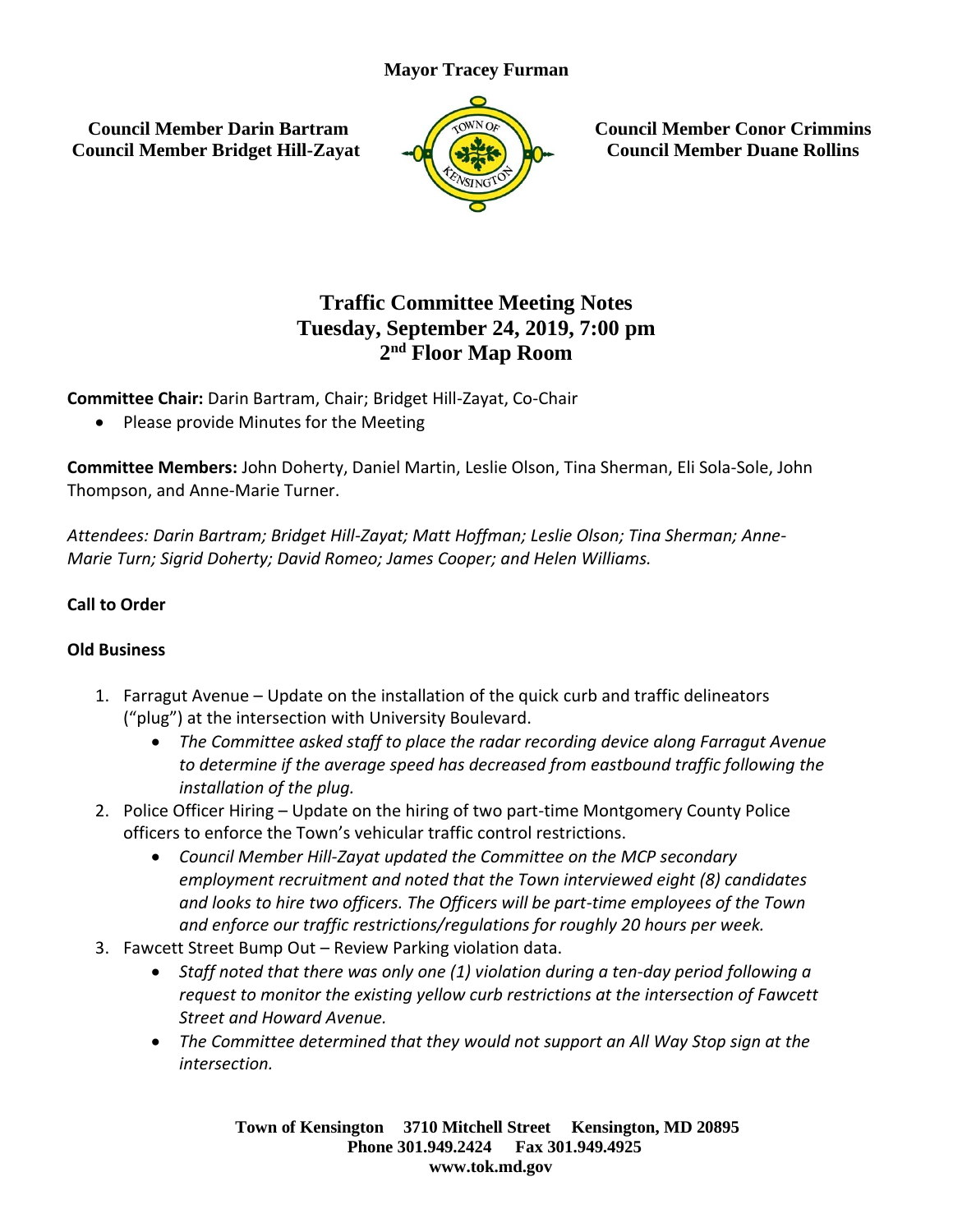**Mayor Tracey Furman**

**Council Member Darin Bartram**
**Council Member Bridget Hill-Zayat**

**Council Member Conor Crimmins**
**Council Member Duane Rollins**

# Traffic Committee Meeting Notes
## Tuesday, September 24, 2019, 7:00 pm
## 2nd Floor Map Room

**Committee Chair:** Darin Bartram, Chair; Bridget Hill-Zayat, Co-Chair

- Please provide Minutes for the Meeting

**Committee Members:** John Doherty, Daniel Martin, Leslie Olson, Tina Sherman, Eli Sola-Sole, John Thompson, and Anne-Marie Turner.

*Attendees: Darin Bartram; Bridget Hill-Zayat; Matt Hoffman; Leslie Olson; Tina Sherman; Anne-Marie Turn; Sigrid Doherty; David Romeo; James Cooper; and Helen Williams.*

**Call to Order**

**Old Business**

1. Farragut Avenue – Update on the installation of the quick curb and traffic delineators ("plug") at the intersection with University Boulevard.
   - *The Committee asked staff to place the radar recording device along Farragut Avenue to determine if the average speed has decreased from eastbound traffic following the installation of the plug.*
2. Police Officer Hiring – Update on the hiring of two part-time Montgomery County Police officers to enforce the Town's vehicular traffic control restrictions.
   - *Council Member Hill-Zayat updated the Committee on the MCP secondary employment recruitment and noted that the Town interviewed eight (8) candidates and looks to hire two officers. The Officers will be part-time employees of the Town and enforce our traffic restrictions/regulations for roughly 20 hours per week.*
3. Fawcett Street Bump Out – Review Parking violation data.
   - *Staff noted that there was only one (1) violation during a ten-day period following a request to monitor the existing yellow curb restrictions at the intersection of Fawcett Street and Howard Avenue.*
   - *The Committee determined that they would not support an All Way Stop sign at the intersection.*

**Town of Kensington    3710 Mitchell Street    Kensington, MD 20895**
**Phone 301.949.2424    Fax 301.949.4925**
**www.tok.md.gov**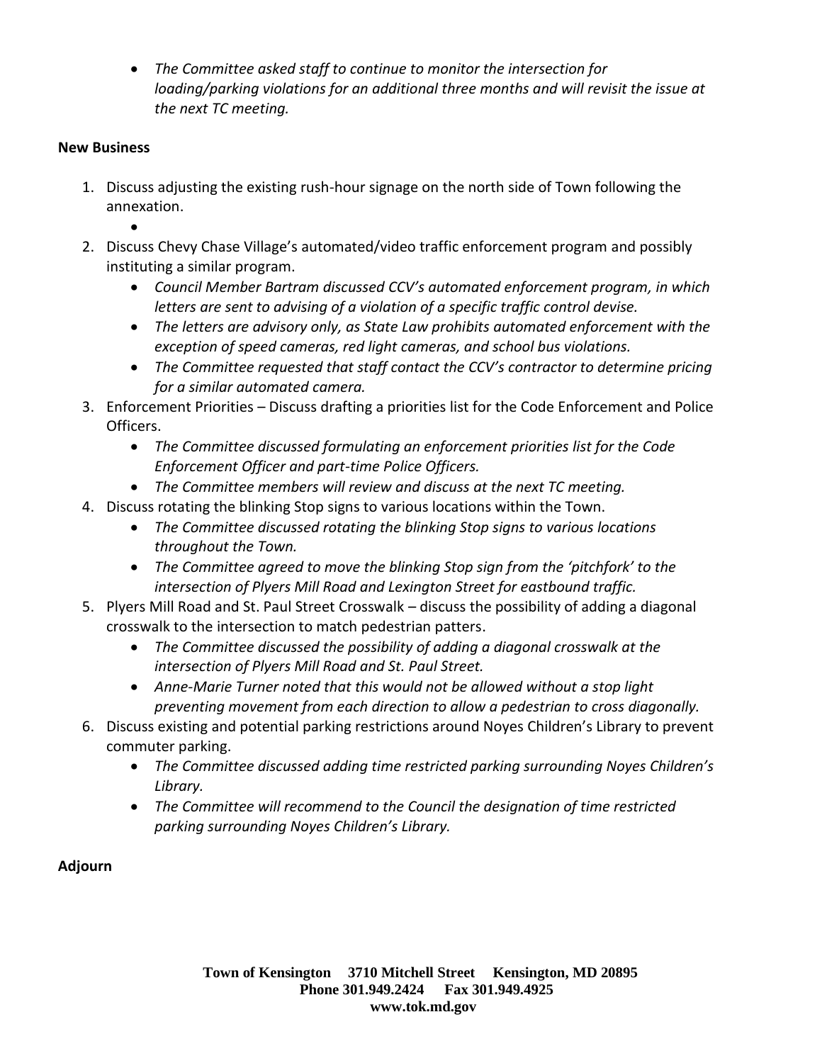- *The Committee asked staff to continue to monitor the intersection for loading/parking violations for an additional three months and will revisit the issue at the next TC meeting.*

**New Business**

1. Discuss adjusting the existing rush-hour signage on the north side of Town following the annexation.
    - 
2. Discuss Chevy Chase Village's automated/video traffic enforcement program and possibly instituting a similar program.
    - *Council Member Bartram discussed CCV's automated enforcement program, in which letters are sent to advising of a violation of a specific traffic control devise.*
    - *The letters are advisory only, as State Law prohibits automated enforcement with the exception of speed cameras, red light cameras, and school bus violations.*
    - *The Committee requested that staff contact the CCV's contractor to determine pricing for a similar automated camera.*
3. Enforcement Priorities – Discuss drafting a priorities list for the Code Enforcement and Police Officers.
    - *The Committee discussed formulating an enforcement priorities list for the Code Enforcement Officer and part-time Police Officers.*
    - *The Committee members will review and discuss at the next TC meeting.*
4. Discuss rotating the blinking Stop signs to various locations within the Town.
    - *The Committee discussed rotating the blinking Stop signs to various locations throughout the Town.*
    - *The Committee agreed to move the blinking Stop sign from the 'pitchfork' to the intersection of Plyers Mill Road and Lexington Street for eastbound traffic.*
5. Plyers Mill Road and St. Paul Street Crosswalk – discuss the possibility of adding a diagonal crosswalk to the intersection to match pedestrian patters.
    - *The Committee discussed the possibility of adding a diagonal crosswalk at the intersection of Plyers Mill Road and St. Paul Street.*
    - *Anne-Marie Turner noted that this would not be allowed without a stop light preventing movement from each direction to allow a pedestrian to cross diagonally.*
6. Discuss existing and potential parking restrictions around Noyes Children's Library to prevent commuter parking.
    - *The Committee discussed adding time restricted parking surrounding Noyes Children's Library.*
    - *The Committee will recommend to the Council the designation of time restricted parking surrounding Noyes Children's Library.*

**Adjourn**

**Town of Kensington 3710 Mitchell Street Kensington, MD 20895**
**Phone 301.949.2424 Fax 301.949.4925**
**www.tok.md.gov**